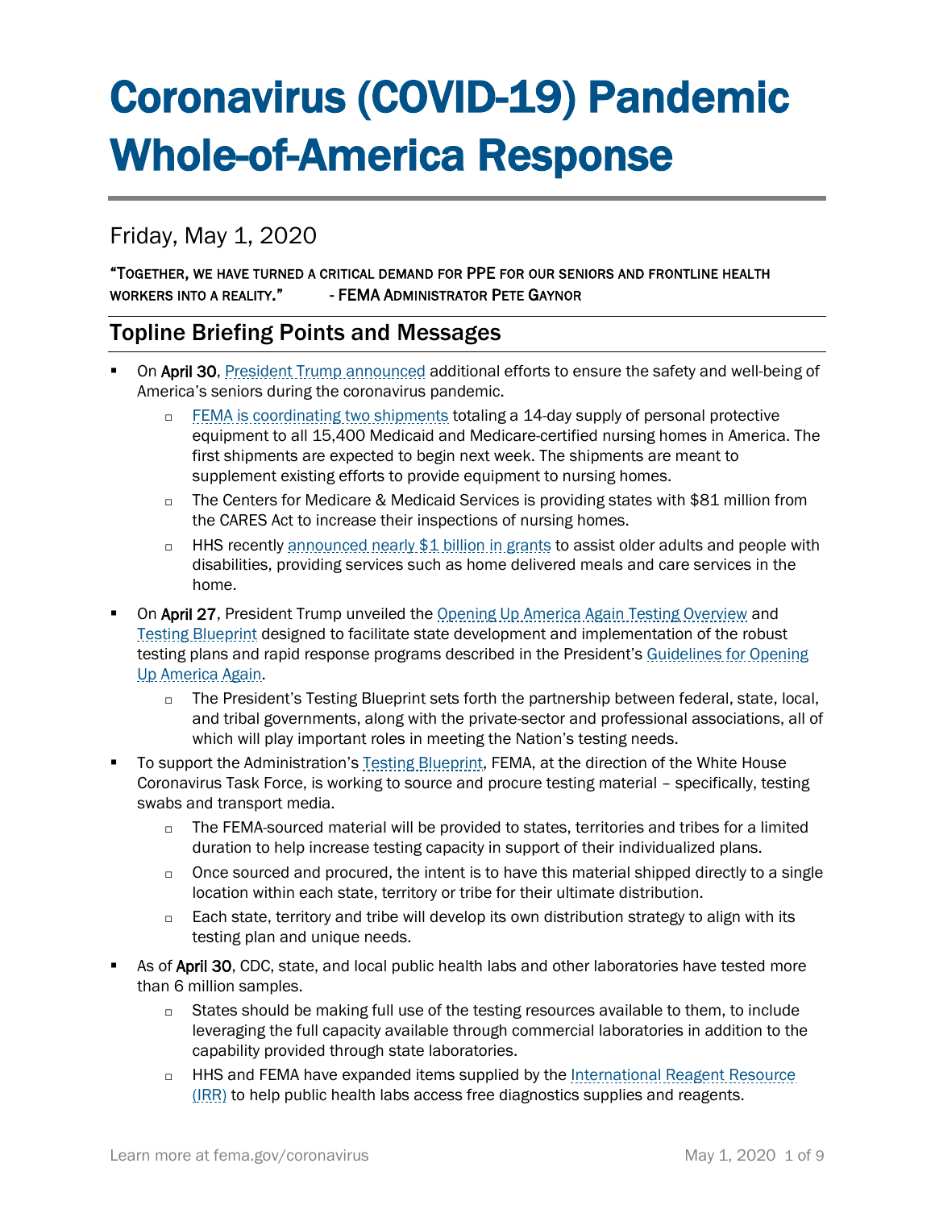# Coronavirus (COVID-19) Pandemic Whole-of-America Response

## Friday, May 1, 2020

"TOGETHER, WE HAVE TURNED A CRITICAL DEMAND FOR PPE FOR OUR SENIORS AND FRONTLINE HEALTH WORKERS INTO A REALITY." - FEMA ADMINISTRATOR PETE GAYNOR

## Topline Briefing Points and Messages

- On **April 30**, President Trump announced additional efforts to ensure the safety and well-being of America's seniors during the coronavirus pandemic.
  - FEMA is coordinating two shipments totaling a 14-day supply of personal protective equipment to all 15,400 Medicaid and Medicare-certified nursing homes in America. The first shipments are expected to begin next week. The shipments are meant to supplement existing efforts to provide equipment to nursing homes.
  - The Centers for Medicare & Medicaid Services is providing states with $81 million from the CARES Act to increase their inspections of nursing homes.
  - HHS recently announced nearly $1 billion in grants to assist older adults and people with disabilities, providing services such as home delivered meals and care services in the home.
- On **April 27**, President Trump unveiled the Opening Up America Again Testing Overview and Testing Blueprint designed to facilitate state development and implementation of the robust testing plans and rapid response programs described in the President's Guidelines for Opening Up America Again.
  - The President's Testing Blueprint sets forth the partnership between federal, state, local, and tribal governments, along with the private-sector and professional associations, all of which will play important roles in meeting the Nation's testing needs.
- To support the Administration's Testing Blueprint, FEMA, at the direction of the White House Coronavirus Task Force, is working to source and procure testing material – specifically, testing swabs and transport media.
  - The FEMA-sourced material will be provided to states, territories and tribes for a limited duration to help increase testing capacity in support of their individualized plans.
  - Once sourced and procured, the intent is to have this material shipped directly to a single location within each state, territory or tribe for their ultimate distribution.
  - Each state, territory and tribe will develop its own distribution strategy to align with its testing plan and unique needs.
- As of **April 30**, CDC, state, and local public health labs and other laboratories have tested more than 6 million samples.
  - States should be making full use of the testing resources available to them, to include leveraging the full capacity available through commercial laboratories in addition to the capability provided through state laboratories.
  - HHS and FEMA have expanded items supplied by the International Reagent Resource (IRR) to help public health labs access free diagnostics supplies and reagents.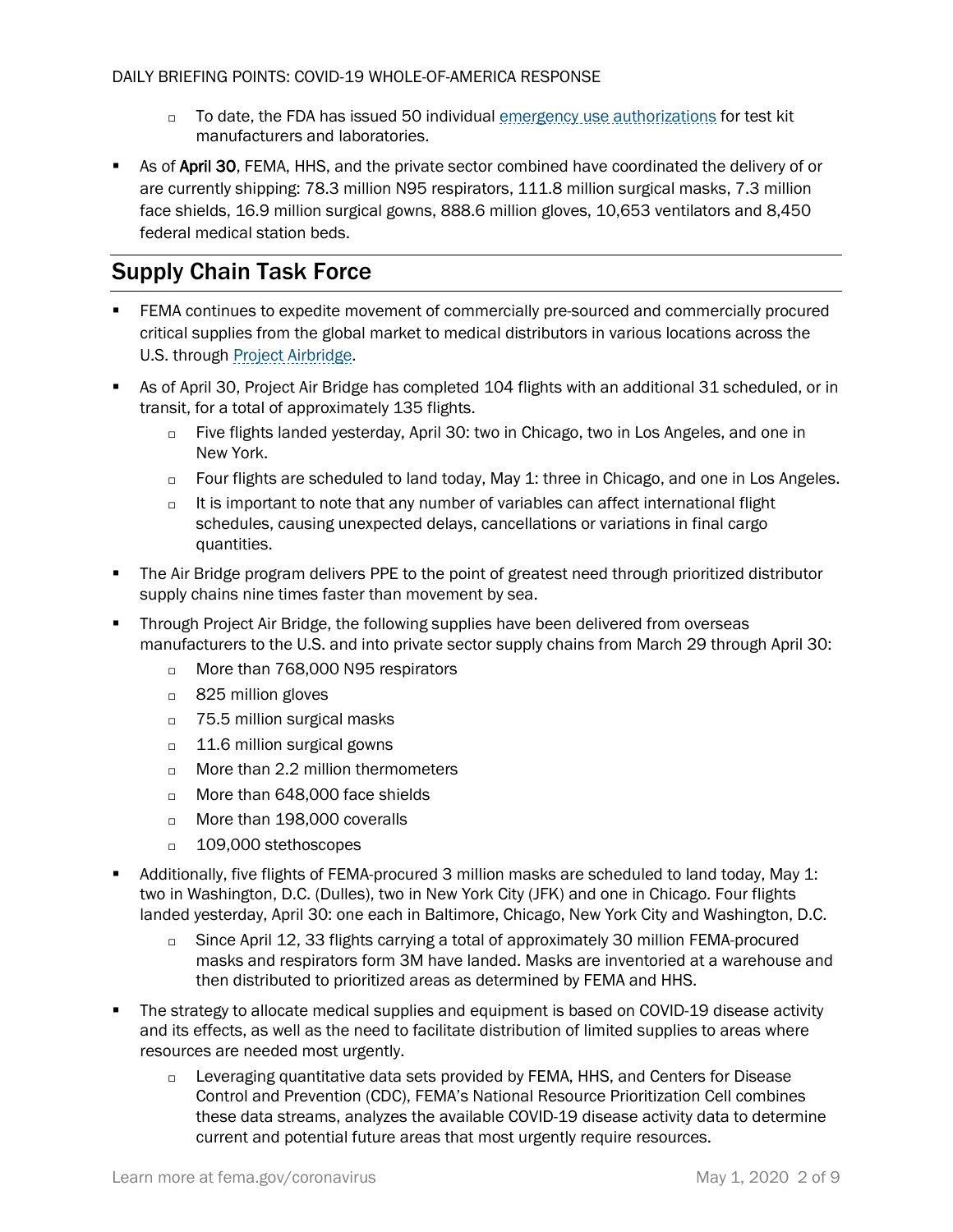- To date, the FDA has issued 50 individual emergency use authorizations for test kit manufacturers and laboratories.

- As of **April 30**, FEMA, HHS, and the private sector combined have coordinated the delivery of or are currently shipping: 78.3 million N95 respirators, 111.8 million surgical masks, 7.3 million face shields, 16.9 million surgical gowns, 888.6 million gloves, 10,653 ventilators and 8,450 federal medical station beds.

## Supply Chain Task Force

- FEMA continues to expedite movement of commercially pre-sourced and commercially procured critical supplies from the global market to medical distributors in various locations across the U.S. through Project Airbridge.
- As of April 30, Project Air Bridge has completed 104 flights with an additional 31 scheduled, or in transit, for a total of approximately 135 flights.
  - Five flights landed yesterday, April 30: two in Chicago, two in Los Angeles, and one in New York.
  - Four flights are scheduled to land today, May 1: three in Chicago, and one in Los Angeles.
  - It is important to note that any number of variables can affect international flight schedules, causing unexpected delays, cancellations or variations in final cargo quantities.
- The Air Bridge program delivers PPE to the point of greatest need through prioritized distributor supply chains nine times faster than movement by sea.
- Through Project Air Bridge, the following supplies have been delivered from overseas manufacturers to the U.S. and into private sector supply chains from March 29 through April 30:
  - More than 768,000 N95 respirators
  - 825 million gloves
  - 75.5 million surgical masks
  - 11.6 million surgical gowns
  - More than 2.2 million thermometers
  - More than 648,000 face shields
  - More than 198,000 coveralls
  - 109,000 stethoscopes
- Additionally, five flights of FEMA-procured 3 million masks are scheduled to land today, May 1: two in Washington, D.C. (Dulles), two in New York City (JFK) and one in Chicago. Four flights landed yesterday, April 30: one each in Baltimore, Chicago, New York City and Washington, D.C.
  - Since April 12, 33 flights carrying a total of approximately 30 million FEMA-procured masks and respirators form 3M have landed. Masks are inventoried at a warehouse and then distributed to prioritized areas as determined by FEMA and HHS.
- The strategy to allocate medical supplies and equipment is based on COVID-19 disease activity and its effects, as well as the need to facilitate distribution of limited supplies to areas where resources are needed most urgently.
  - Leveraging quantitative data sets provided by FEMA, HHS, and Centers for Disease Control and Prevention (CDC), FEMA's National Resource Prioritization Cell combines these data streams, analyzes the available COVID-19 disease activity data to determine current and potential future areas that most urgently require resources.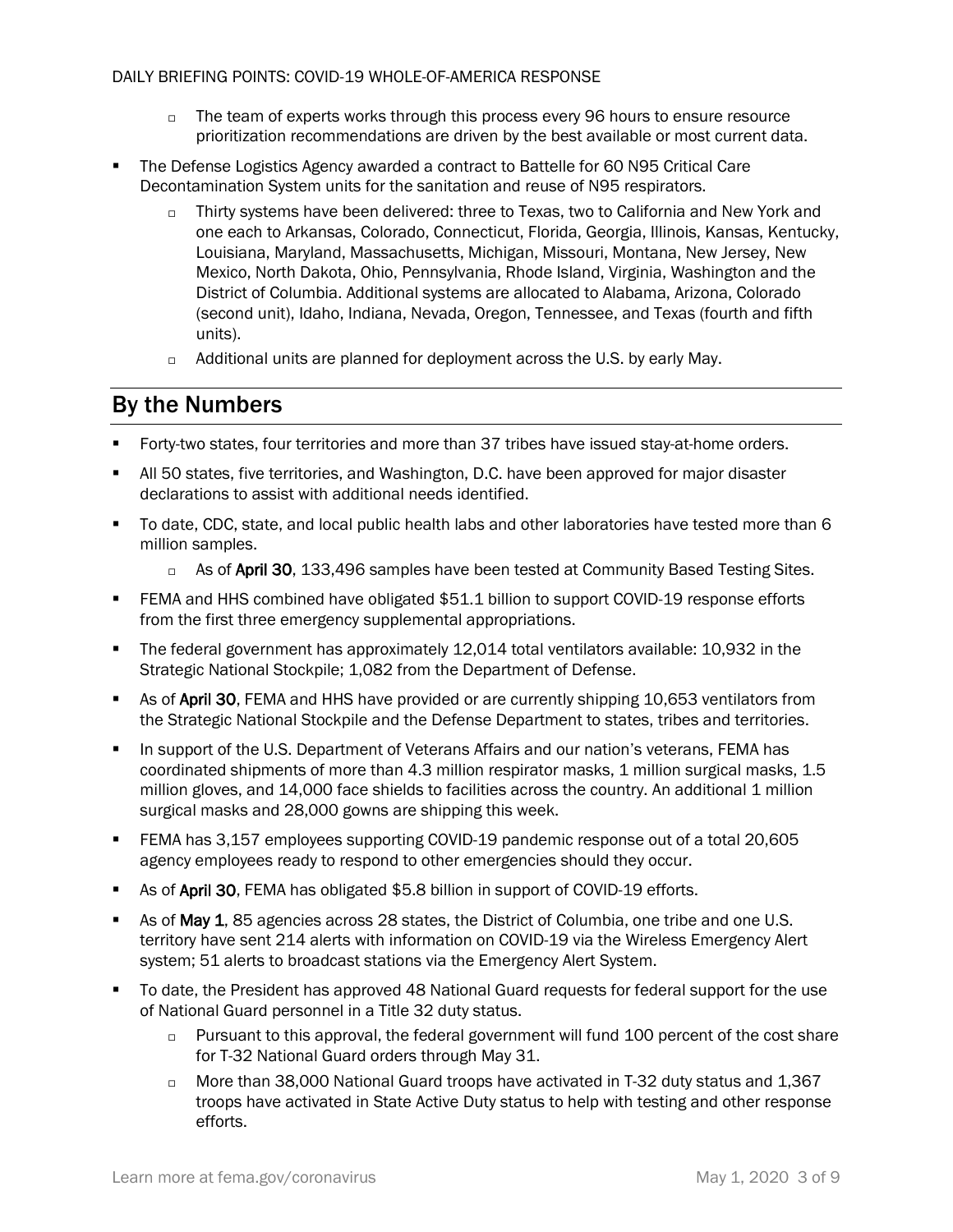- The team of experts works through this process every 96 hours to ensure resource prioritization recommendations are driven by the best available or most current data.

- The Defense Logistics Agency awarded a contract to Battelle for 60 N95 Critical Care Decontamination System units for the sanitation and reuse of N95 respirators.
  - Thirty systems have been delivered: three to Texas, two to California and New York and one each to Arkansas, Colorado, Connecticut, Florida, Georgia, Illinois, Kansas, Kentucky, Louisiana, Maryland, Massachusetts, Michigan, Missouri, Montana, New Jersey, New Mexico, North Dakota, Ohio, Pennsylvania, Rhode Island, Virginia, Washington and the District of Columbia. Additional systems are allocated to Alabama, Arizona, Colorado (second unit), Idaho, Indiana, Nevada, Oregon, Tennessee, and Texas (fourth and fifth units).
  - Additional units are planned for deployment across the U.S. by early May.

## By the Numbers

- Forty-two states, four territories and more than 37 tribes have issued stay-at-home orders.
- All 50 states, five territories, and Washington, D.C. have been approved for major disaster declarations to assist with additional needs identified.
- To date, CDC, state, and local public health labs and other laboratories have tested more than 6 million samples.
  - As of **April 30**, 133,496 samples have been tested at Community Based Testing Sites.
- FEMA and HHS combined have obligated $51.1 billion to support COVID-19 response efforts from the first three emergency supplemental appropriations.
- The federal government has approximately 12,014 total ventilators available: 10,932 in the Strategic National Stockpile; 1,082 from the Department of Defense.
- As of **April 30**, FEMA and HHS have provided or are currently shipping 10,653 ventilators from the Strategic National Stockpile and the Defense Department to states, tribes and territories.
- In support of the U.S. Department of Veterans Affairs and our nation's veterans, FEMA has coordinated shipments of more than 4.3 million respirator masks, 1 million surgical masks, 1.5 million gloves, and 14,000 face shields to facilities across the country. An additional 1 million surgical masks and 28,000 gowns are shipping this week.
- FEMA has 3,157 employees supporting COVID-19 pandemic response out of a total 20,605 agency employees ready to respond to other emergencies should they occur.
- As of **April 30**, FEMA has obligated $5.8 billion in support of COVID-19 efforts.
- As of **May 1**, 85 agencies across 28 states, the District of Columbia, one tribe and one U.S. territory have sent 214 alerts with information on COVID-19 via the Wireless Emergency Alert system; 51 alerts to broadcast stations via the Emergency Alert System.
- To date, the President has approved 48 National Guard requests for federal support for the use of National Guard personnel in a Title 32 duty status.
  - Pursuant to this approval, the federal government will fund 100 percent of the cost share for T-32 National Guard orders through May 31.
  - More than 38,000 National Guard troops have activated in T-32 duty status and 1,367 troops have activated in State Active Duty status to help with testing and other response efforts.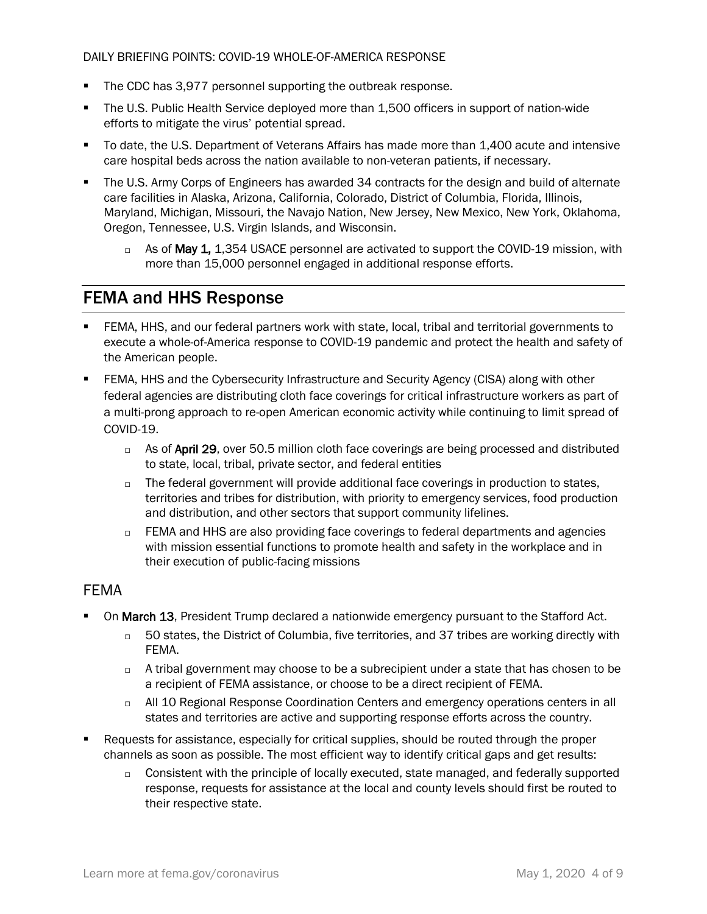- The CDC has 3,977 personnel supporting the outbreak response.
- The U.S. Public Health Service deployed more than 1,500 officers in support of nation-wide efforts to mitigate the virus' potential spread.
- To date, the U.S. Department of Veterans Affairs has made more than 1,400 acute and intensive care hospital beds across the nation available to non-veteran patients, if necessary.
- The U.S. Army Corps of Engineers has awarded 34 contracts for the design and build of alternate care facilities in Alaska, Arizona, California, Colorado, District of Columbia, Florida, Illinois, Maryland, Michigan, Missouri, the Navajo Nation, New Jersey, New Mexico, New York, Oklahoma, Oregon, Tennessee, U.S. Virgin Islands, and Wisconsin.
    - As of **May 1,** 1,354 USACE personnel are activated to support the COVID-19 mission, with more than 15,000 personnel engaged in additional response efforts.

## FEMA and HHS Response

- FEMA, HHS, and our federal partners work with state, local, tribal and territorial governments to execute a whole-of-America response to COVID-19 pandemic and protect the health and safety of the American people.
- FEMA, HHS and the Cybersecurity Infrastructure and Security Agency (CISA) along with other federal agencies are distributing cloth face coverings for critical infrastructure workers as part of a multi-prong approach to re-open American economic activity while continuing to limit spread of COVID-19.
    - As of **April 29**, over 50.5 million cloth face coverings are being processed and distributed to state, local, tribal, private sector, and federal entities
    - The federal government will provide additional face coverings in production to states, territories and tribes for distribution, with priority to emergency services, food production and distribution, and other sectors that support community lifelines.
    - FEMA and HHS are also providing face coverings to federal departments and agencies with mission essential functions to promote health and safety in the workplace and in their execution of public-facing missions

### FEMA

- On **March 13**, President Trump declared a nationwide emergency pursuant to the Stafford Act.
    - 50 states, the District of Columbia, five territories, and 37 tribes are working directly with FEMA.
    - A tribal government may choose to be a subrecipient under a state that has chosen to be a recipient of FEMA assistance, or choose to be a direct recipient of FEMA.
    - All 10 Regional Response Coordination Centers and emergency operations centers in all states and territories are active and supporting response efforts across the country.
- Requests for assistance, especially for critical supplies, should be routed through the proper channels as soon as possible. The most efficient way to identify critical gaps and get results:
    - Consistent with the principle of locally executed, state managed, and federally supported response, requests for assistance at the local and county levels should first be routed to their respective state.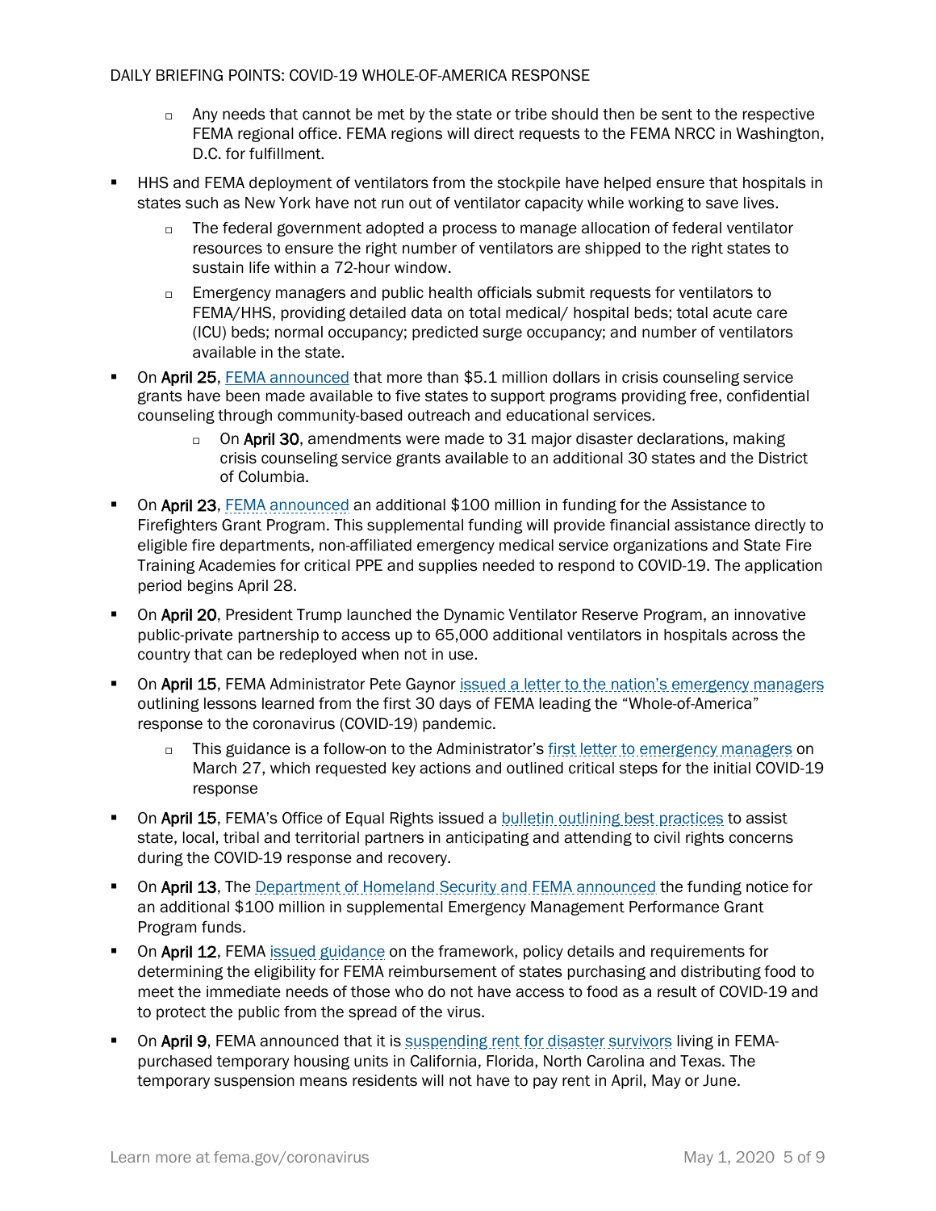- Any needs that cannot be met by the state or tribe should then be sent to the respective FEMA regional office. FEMA regions will direct requests to the FEMA NRCC in Washington, D.C. for fulfillment.

- HHS and FEMA deployment of ventilators from the stockpile have helped ensure that hospitals in states such as New York have not run out of ventilator capacity while working to save lives.
  - The federal government adopted a process to manage allocation of federal ventilator resources to ensure the right number of ventilators are shipped to the right states to sustain life within a 72-hour window.
  - Emergency managers and public health officials submit requests for ventilators to FEMA/HHS, providing detailed data on total medical/ hospital beds; total acute care (ICU) beds; normal occupancy; predicted surge occupancy; and number of ventilators available in the state.

- On **April 25**, FEMA announced that more than $5.1 million dollars in crisis counseling service grants have been made available to five states to support programs providing free, confidential counseling through community-based outreach and educational services.
  - On **April 30**, amendments were made to 31 major disaster declarations, making crisis counseling service grants available to an additional 30 states and the District of Columbia.

- On **April 23**, FEMA announced an additional $100 million in funding for the Assistance to Firefighters Grant Program. This supplemental funding will provide financial assistance directly to eligible fire departments, non-affiliated emergency medical service organizations and State Fire Training Academies for critical PPE and supplies needed to respond to COVID-19. The application period begins April 28.

- On **April 20**, President Trump launched the Dynamic Ventilator Reserve Program, an innovative public-private partnership to access up to 65,000 additional ventilators in hospitals across the country that can be redeployed when not in use.

- On **April 15**, FEMA Administrator Pete Gaynor issued a letter to the nation's emergency managers outlining lessons learned from the first 30 days of FEMA leading the "Whole-of-America" response to the coronavirus (COVID-19) pandemic.
  - This guidance is a follow-on to the Administrator's first letter to emergency managers on March 27, which requested key actions and outlined critical steps for the initial COVID-19 response

- On **April 15**, FEMA's Office of Equal Rights issued a bulletin outlining best practices to assist state, local, tribal and territorial partners in anticipating and attending to civil rights concerns during the COVID-19 response and recovery.

- On **April 13**, The Department of Homeland Security and FEMA announced the funding notice for an additional $100 million in supplemental Emergency Management Performance Grant Program funds.

- On **April 12**, FEMA issued guidance on the framework, policy details and requirements for determining the eligibility for FEMA reimbursement of states purchasing and distributing food to meet the immediate needs of those who do not have access to food as a result of COVID-19 and to protect the public from the spread of the virus.

- On **April 9**, FEMA announced that it is suspending rent for disaster survivors living in FEMA-purchased temporary housing units in California, Florida, North Carolina and Texas. The temporary suspension means residents will not have to pay rent in April, May or June.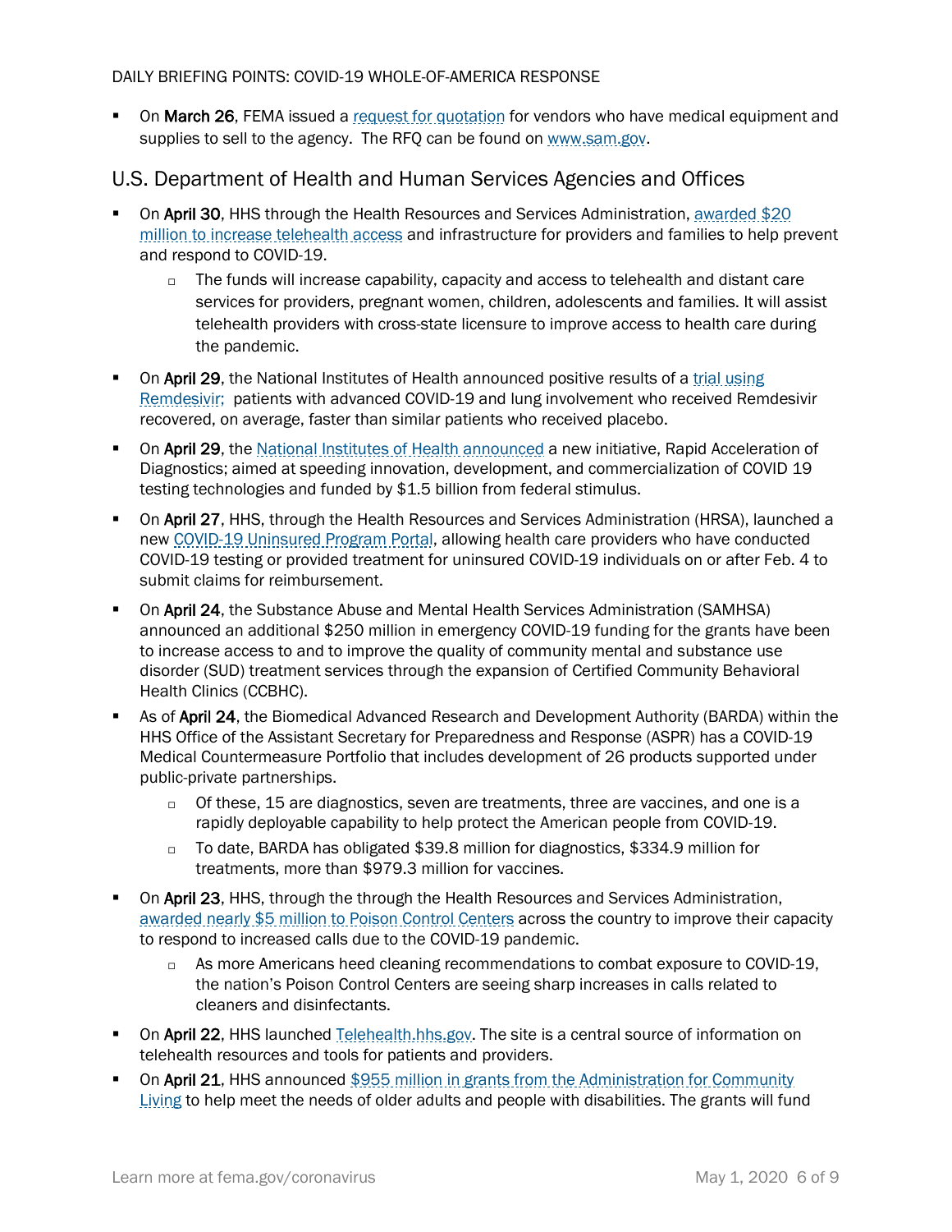- On **March 26**, FEMA issued a request for quotation for vendors who have medical equipment and supplies to sell to the agency. The RFQ can be found on www.sam.gov.

## U.S. Department of Health and Human Services Agencies and Offices

- On **April 30**, HHS through the Health Resources and Services Administration, awarded $20 million to increase telehealth access and infrastructure for providers and families to help prevent and respond to COVID-19.
  - The funds will increase capability, capacity and access to telehealth and distant care services for providers, pregnant women, children, adolescents and families. It will assist telehealth providers with cross-state licensure to improve access to health care during the pandemic.
- On **April 29**, the National Institutes of Health announced positive results of a trial using Remdesivir; patients with advanced COVID-19 and lung involvement who received Remdesivir recovered, on average, faster than similar patients who received placebo.
- On **April 29**, the National Institutes of Health announced a new initiative, Rapid Acceleration of Diagnostics; aimed at speeding innovation, development, and commercialization of COVID 19 testing technologies and funded by $1.5 billion from federal stimulus.
- On **April 27**, HHS, through the Health Resources and Services Administration (HRSA), launched a new COVID-19 Uninsured Program Portal, allowing health care providers who have conducted COVID-19 testing or provided treatment for uninsured COVID-19 individuals on or after Feb. 4 to submit claims for reimbursement.
- On **April 24**, the Substance Abuse and Mental Health Services Administration (SAMHSA) announced an additional $250 million in emergency COVID-19 funding for the grants have been to increase access to and to improve the quality of community mental and substance use disorder (SUD) treatment services through the expansion of Certified Community Behavioral Health Clinics (CCBHC).
- As of **April 24**, the Biomedical Advanced Research and Development Authority (BARDA) within the HHS Office of the Assistant Secretary for Preparedness and Response (ASPR) has a COVID-19 Medical Countermeasure Portfolio that includes development of 26 products supported under public-private partnerships.
  - Of these, 15 are diagnostics, seven are treatments, three are vaccines, and one is a rapidly deployable capability to help protect the American people from COVID-19.
  - To date, BARDA has obligated $39.8 million for diagnostics, $334.9 million for treatments, more than $979.3 million for vaccines.
- On **April 23**, HHS, through the through the Health Resources and Services Administration, awarded nearly $5 million to Poison Control Centers across the country to improve their capacity to respond to increased calls due to the COVID-19 pandemic.
  - As more Americans heed cleaning recommendations to combat exposure to COVID-19, the nation's Poison Control Centers are seeing sharp increases in calls related to cleaners and disinfectants.
- On **April 22**, HHS launched Telehealth.hhs.gov. The site is a central source of information on telehealth resources and tools for patients and providers.
- On **April 21**, HHS announced $955 million in grants from the Administration for Community Living to help meet the needs of older adults and people with disabilities. The grants will fund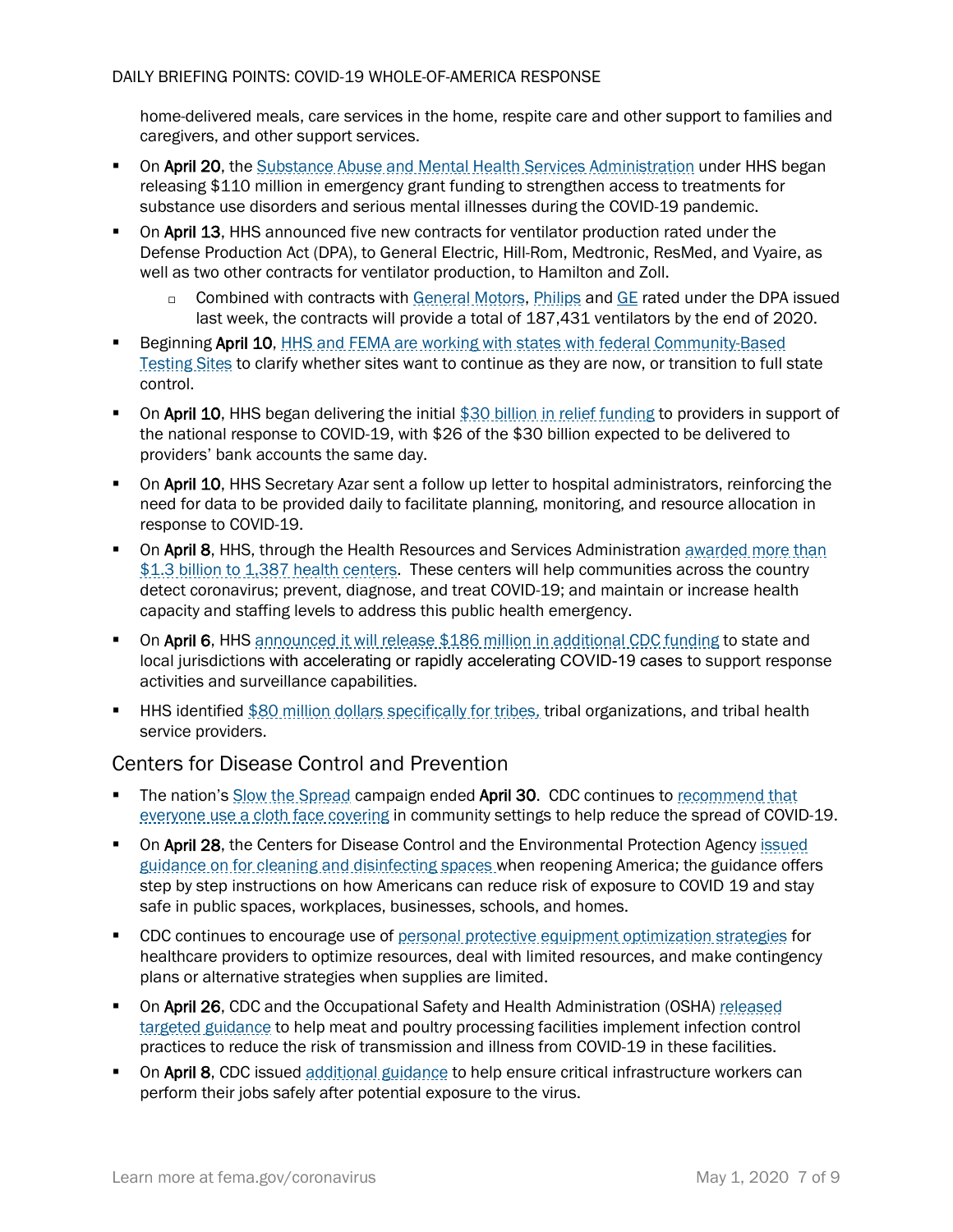home-delivered meals, care services in the home, respite care and other support to families and caregivers, and other support services.

- On **April 20**, the Substance Abuse and Mental Health Services Administration under HHS began releasing $110 million in emergency grant funding to strengthen access to treatments for substance use disorders and serious mental illnesses during the COVID-19 pandemic.
- On **April 13**, HHS announced five new contracts for ventilator production rated under the Defense Production Act (DPA), to General Electric, Hill-Rom, Medtronic, ResMed, and Vyaire, as well as two other contracts for ventilator production, to Hamilton and Zoll.
  - Combined with contracts with General Motors, Philips and GE rated under the DPA issued last week, the contracts will provide a total of 187,431 ventilators by the end of 2020.
- Beginning **April 10**, HHS and FEMA are working with states with federal Community-Based Testing Sites to clarify whether sites want to continue as they are now, or transition to full state control.
- On **April 10**, HHS began delivering the initial $30 billion in relief funding to providers in support of the national response to COVID-19, with $26 of the $30 billion expected to be delivered to providers' bank accounts the same day.
- On **April 10**, HHS Secretary Azar sent a follow up letter to hospital administrators, reinforcing the need for data to be provided daily to facilitate planning, monitoring, and resource allocation in response to COVID-19.
- On **April 8**, HHS, through the Health Resources and Services Administration awarded more than $1.3 billion to 1,387 health centers. These centers will help communities across the country detect coronavirus; prevent, diagnose, and treat COVID-19; and maintain or increase health capacity and staffing levels to address this public health emergency.
- On **April 6**, HHS announced it will release $186 million in additional CDC funding to state and local jurisdictions with accelerating or rapidly accelerating COVID-19 cases to support response activities and surveillance capabilities.
- HHS identified $80 million dollars specifically for tribes, tribal organizations, and tribal health service providers.

## Centers for Disease Control and Prevention

- The nation's Slow the Spread campaign ended **April 30**. CDC continues to recommend that everyone use a cloth face covering in community settings to help reduce the spread of COVID-19.
- On **April 28**, the Centers for Disease Control and the Environmental Protection Agency issued guidance on for cleaning and disinfecting spaces when reopening America; the guidance offers step by step instructions on how Americans can reduce risk of exposure to COVID 19 and stay safe in public spaces, workplaces, businesses, schools, and homes.
- CDC continues to encourage use of personal protective equipment optimization strategies for healthcare providers to optimize resources, deal with limited resources, and make contingency plans or alternative strategies when supplies are limited.
- On **April 26**, CDC and the Occupational Safety and Health Administration (OSHA) released targeted guidance to help meat and poultry processing facilities implement infection control practices to reduce the risk of transmission and illness from COVID-19 in these facilities.
- On **April 8**, CDC issued additional guidance to help ensure critical infrastructure workers can perform their jobs safely after potential exposure to the virus.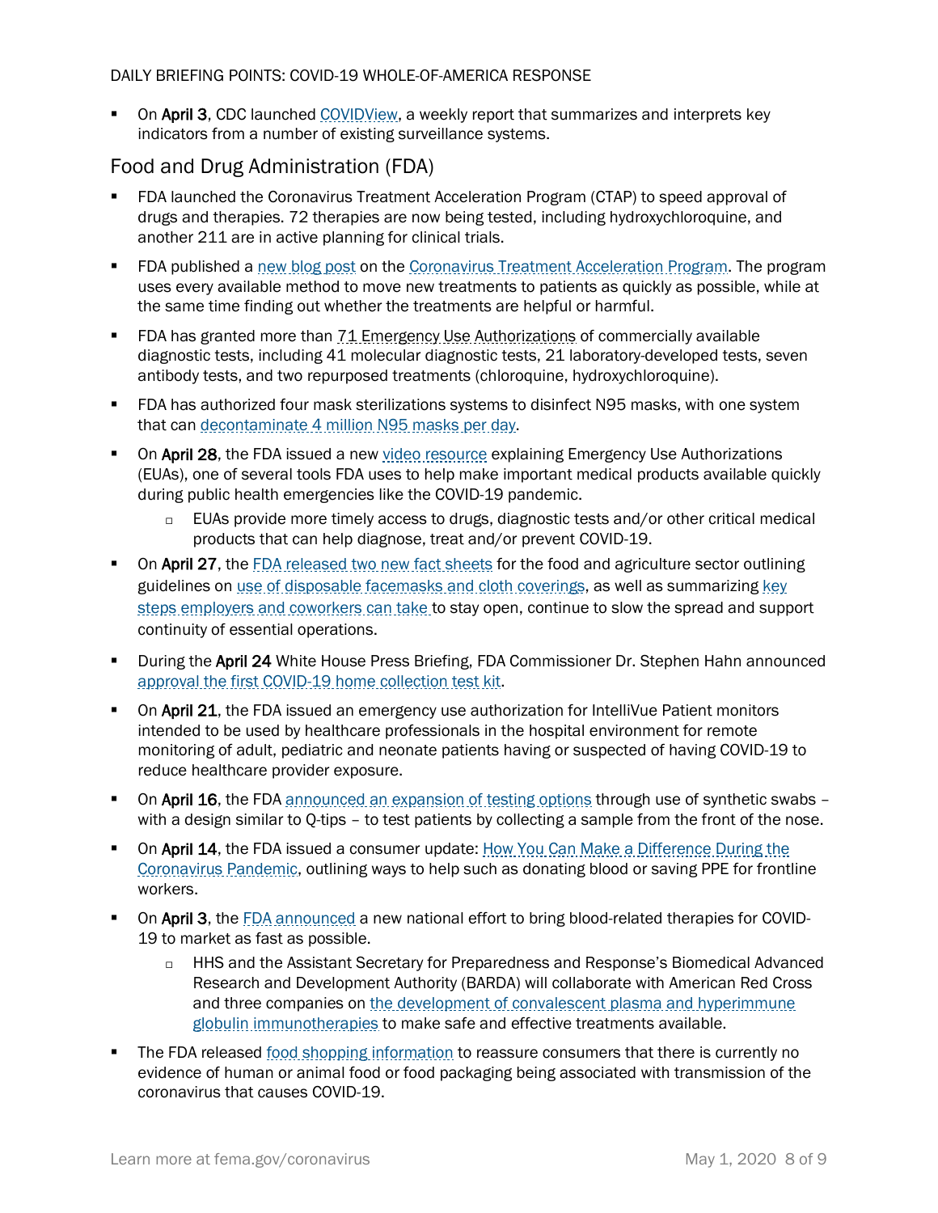- On **April 3**, CDC launched COVIDView, a weekly report that summarizes and interprets key indicators from a number of existing surveillance systems.

## Food and Drug Administration (FDA)

- FDA launched the Coronavirus Treatment Acceleration Program (CTAP) to speed approval of drugs and therapies. 72 therapies are now being tested, including hydroxychloroquine, and another 211 are in active planning for clinical trials.
- FDA published a new blog post on the Coronavirus Treatment Acceleration Program. The program uses every available method to move new treatments to patients as quickly as possible, while at the same time finding out whether the treatments are helpful or harmful.
- FDA has granted more than 71 Emergency Use Authorizations of commercially available diagnostic tests, including 41 molecular diagnostic tests, 21 laboratory-developed tests, seven antibody tests, and two repurposed treatments (chloroquine, hydroxychloroquine).
- FDA has authorized four mask sterilizations systems to disinfect N95 masks, with one system that can decontaminate 4 million N95 masks per day.
- On **April 28**, the FDA issued a new video resource explaining Emergency Use Authorizations (EUAs), one of several tools FDA uses to help make important medical products available quickly during public health emergencies like the COVID-19 pandemic.
  - EUAs provide more timely access to drugs, diagnostic tests and/or other critical medical products that can help diagnose, treat and/or prevent COVID-19.
- On **April 27**, the FDA released two new fact sheets for the food and agriculture sector outlining guidelines on use of disposable facemasks and cloth coverings, as well as summarizing key steps employers and coworkers can take to stay open, continue to slow the spread and support continuity of essential operations.
- During the **April 24** White House Press Briefing, FDA Commissioner Dr. Stephen Hahn announced approval the first COVID-19 home collection test kit.
- On **April 21**, the FDA issued an emergency use authorization for IntelliVue Patient monitors intended to be used by healthcare professionals in the hospital environment for remote monitoring of adult, pediatric and neonate patients having or suspected of having COVID-19 to reduce healthcare provider exposure.
- On **April 16**, the FDA announced an expansion of testing options through use of synthetic swabs – with a design similar to Q-tips – to test patients by collecting a sample from the front of the nose.
- On **April 14**, the FDA issued a consumer update: How You Can Make a Difference During the Coronavirus Pandemic, outlining ways to help such as donating blood or saving PPE for frontline workers.
- On **April 3**, the FDA announced a new national effort to bring blood-related therapies for COVID-19 to market as fast as possible.
  - HHS and the Assistant Secretary for Preparedness and Response's Biomedical Advanced Research and Development Authority (BARDA) will collaborate with American Red Cross and three companies on the development of convalescent plasma and hyperimmune globulin immunotherapies to make safe and effective treatments available.
- The FDA released food shopping information to reassure consumers that there is currently no evidence of human or animal food or food packaging being associated with transmission of the coronavirus that causes COVID-19.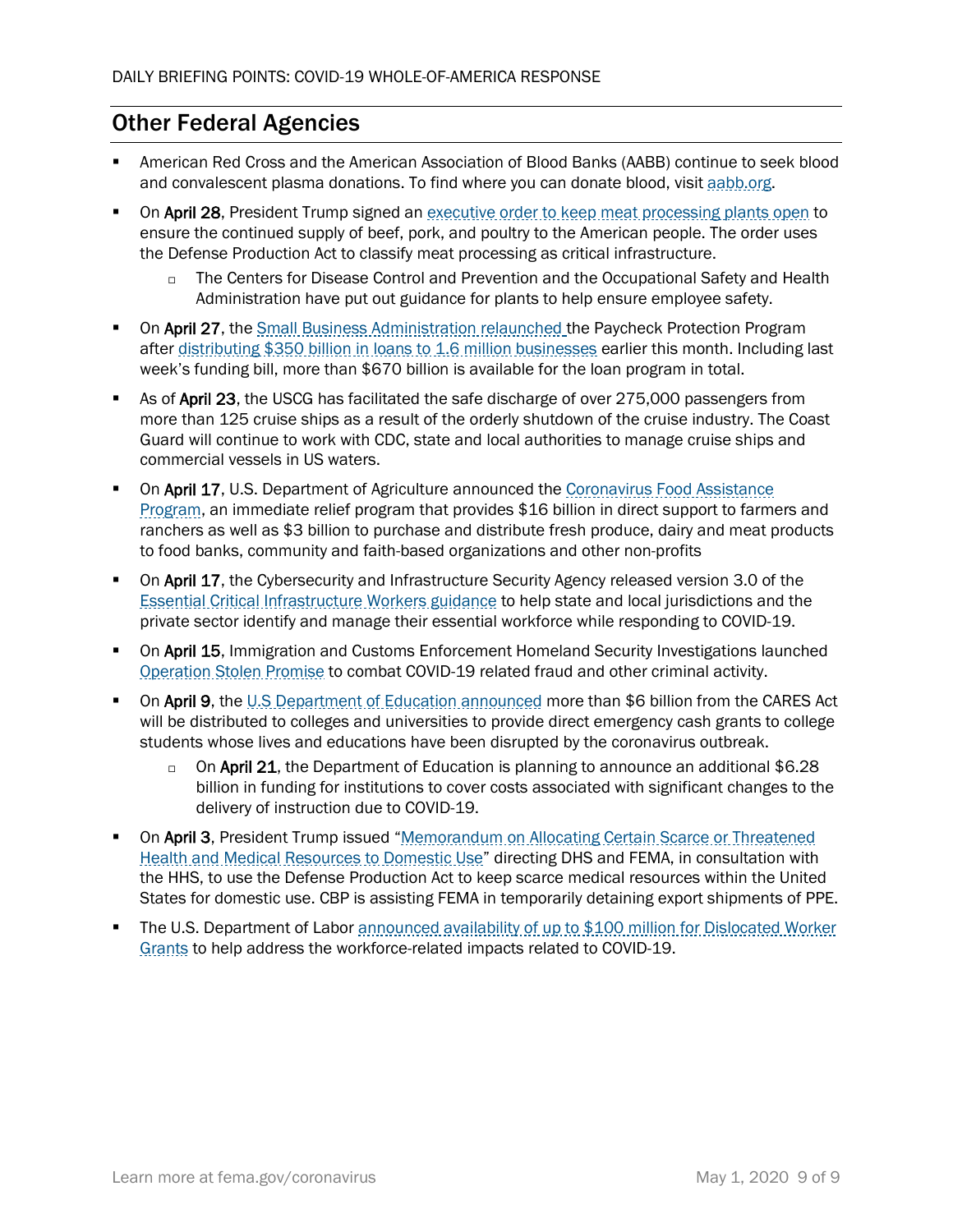## Other Federal Agencies

- American Red Cross and the American Association of Blood Banks (AABB) continue to seek blood and convalescent plasma donations. To find where you can donate blood, visit aabb.org.
- On **April 28**, President Trump signed an executive order to keep meat processing plants open to ensure the continued supply of beef, pork, and poultry to the American people. The order uses the Defense Production Act to classify meat processing as critical infrastructure.
  - The Centers for Disease Control and Prevention and the Occupational Safety and Health Administration have put out guidance for plants to help ensure employee safety.
- On **April 27**, the Small Business Administration relaunched the Paycheck Protection Program after distributing $350 billion in loans to 1.6 million businesses earlier this month. Including last week's funding bill, more than $670 billion is available for the loan program in total.
- As of **April 23**, the USCG has facilitated the safe discharge of over 275,000 passengers from more than 125 cruise ships as a result of the orderly shutdown of the cruise industry. The Coast Guard will continue to work with CDC, state and local authorities to manage cruise ships and commercial vessels in US waters.
- On **April 17**, U.S. Department of Agriculture announced the Coronavirus Food Assistance Program, an immediate relief program that provides $16 billion in direct support to farmers and ranchers as well as $3 billion to purchase and distribute fresh produce, dairy and meat products to food banks, community and faith-based organizations and other non-profits
- On **April 17**, the Cybersecurity and Infrastructure Security Agency released version 3.0 of the Essential Critical Infrastructure Workers guidance to help state and local jurisdictions and the private sector identify and manage their essential workforce while responding to COVID-19.
- On **April 15**, Immigration and Customs Enforcement Homeland Security Investigations launched Operation Stolen Promise to combat COVID-19 related fraud and other criminal activity.
- On **April 9**, the U.S Department of Education announced more than $6 billion from the CARES Act will be distributed to colleges and universities to provide direct emergency cash grants to college students whose lives and educations have been disrupted by the coronavirus outbreak.
  - On **April 21**, the Department of Education is planning to announce an additional $6.28 billion in funding for institutions to cover costs associated with significant changes to the delivery of instruction due to COVID-19.
- On **April 3**, President Trump issued "Memorandum on Allocating Certain Scarce or Threatened Health and Medical Resources to Domestic Use" directing DHS and FEMA, in consultation with the HHS, to use the Defense Production Act to keep scarce medical resources within the United States for domestic use. CBP is assisting FEMA in temporarily detaining export shipments of PPE.
- The U.S. Department of Labor announced availability of up to $100 million for Dislocated Worker Grants to help address the workforce-related impacts related to COVID-19.